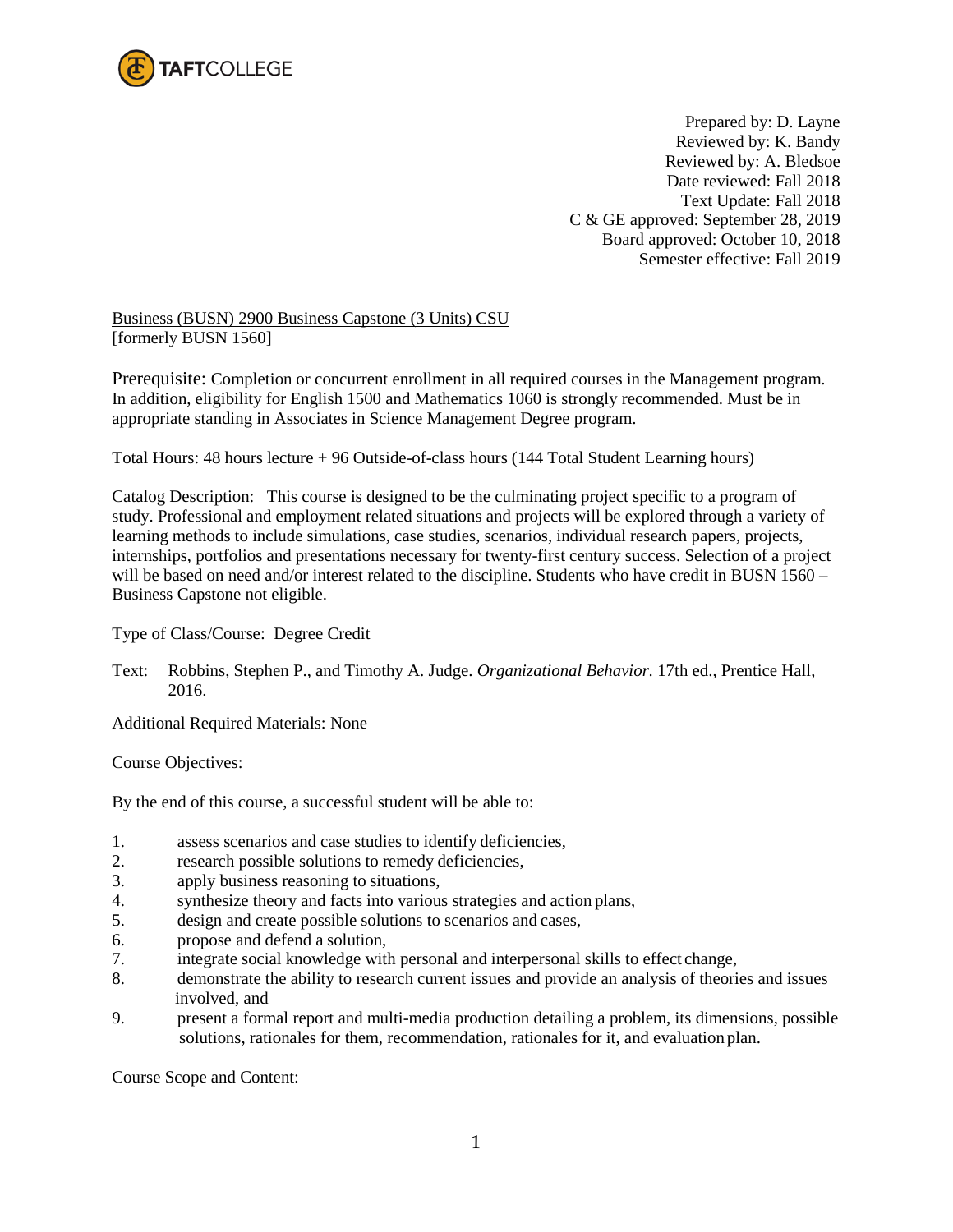TAFTCOLLEGE

Prepared by: D. Layne
Reviewed by: K. Bandy
Reviewed by: A. Bledsoe
Date reviewed: Fall 2018
Text Update: Fall 2018
C & GE approved: September 28, 2019
Board approved: October 10, 2018
Semester effective: Fall 2019

Business (BUSN) 2900 Business Capstone (3 Units) CSU
[formerly BUSN 1560]

Prerequisite: Completion or concurrent enrollment in all required courses in the Management program. In addition, eligibility for English 1500 and Mathematics 1060 is strongly recommended. Must be in appropriate standing in Associates in Science Management Degree program.

Total Hours: 48 hours lecture + 96 Outside-of-class hours (144 Total Student Learning hours)

Catalog Description: This course is designed to be the culminating project specific to a program of study. Professional and employment related situations and projects will be explored through a variety of learning methods to include simulations, case studies, scenarios, individual research papers, projects, internships, portfolios and presentations necessary for twenty-first century success. Selection of a project will be based on need and/or interest related to the discipline. Students who have credit in BUSN 1560 – Business Capstone not eligible.

Type of Class/Course: Degree Credit

Text: Robbins, Stephen P., and Timothy A. Judge. *Organizational Behavior.* 17th ed., Prentice Hall, 2016.

Additional Required Materials: None

Course Objectives:

By the end of this course, a successful student will be able to:

1. assess scenarios and case studies to identify deficiencies,
2. research possible solutions to remedy deficiencies,
3. apply business reasoning to situations,
4. synthesize theory and facts into various strategies and action plans,
5. design and create possible solutions to scenarios and cases,
6. propose and defend a solution,
7. integrate social knowledge with personal and interpersonal skills to effect change,
8. demonstrate the ability to research current issues and provide an analysis of theories and issues involved, and
9. present a formal report and multi-media production detailing a problem, its dimensions, possible solutions, rationales for them, recommendation, rationales for it, and evaluation plan.

Course Scope and Content: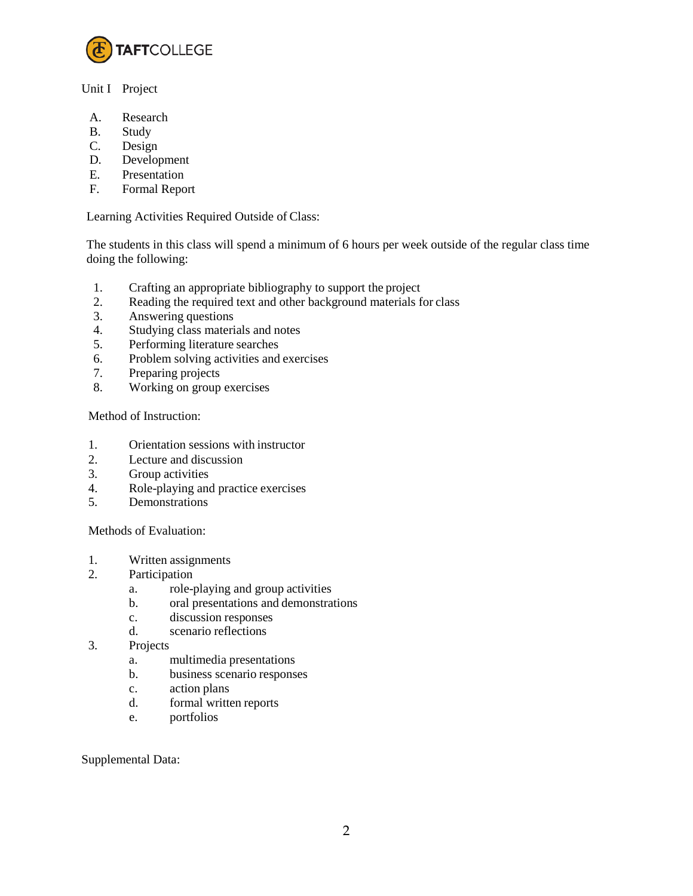Unit I Project

A. Research
B. Study
C. Design
D. Development
E. Presentation
F. Formal Report

Learning Activities Required Outside of Class:

The students in this class will spend a minimum of 6 hours per week outside of the regular class time doing the following:

1. Crafting an appropriate bibliography to support the project
2. Reading the required text and other background materials for class
3. Answering questions
4. Studying class materials and notes
5. Performing literature searches
6. Problem solving activities and exercises
7. Preparing projects
8. Working on group exercises

Method of Instruction:

1. Orientation sessions with instructor
2. Lecture and discussion
3. Group activities
4. Role-playing and practice exercises
5. Demonstrations

Methods of Evaluation:

1. Written assignments
2. Participation
   a. role-playing and group activities
   b. oral presentations and demonstrations
   c. discussion responses
   d. scenario reflections
3. Projects
   a. multimedia presentations
   b. business scenario responses
   c. action plans
   d. formal written reports
   e. portfolios

Supplemental Data: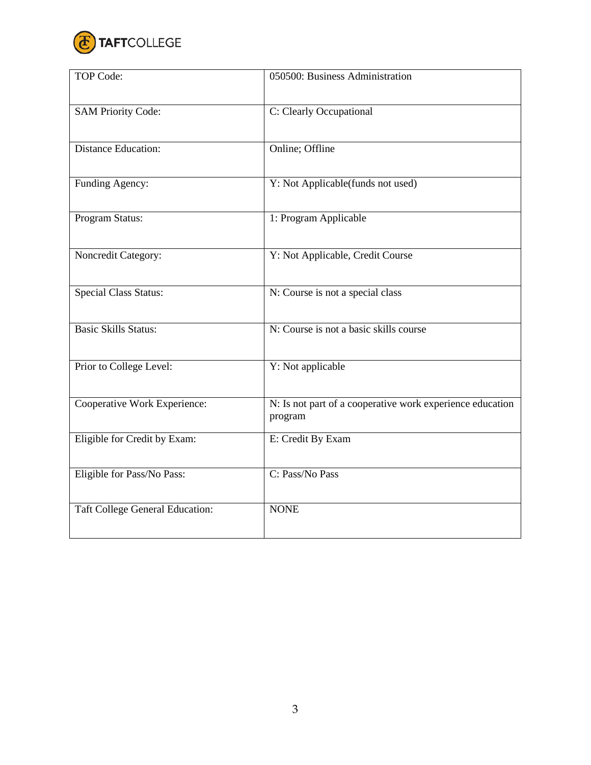| | |
|---|---|
| TOP Code: | 050500: Business Administration |
| SAM Priority Code: | C: Clearly Occupational |
| Distance Education: | Online; Offline |
| Funding Agency: | Y: Not Applicable(funds not used) |
| Program Status: | 1: Program Applicable |
| Noncredit Category: | Y: Not Applicable, Credit Course |
| Special Class Status: | N: Course is not a special class |
| Basic Skills Status: | N: Course is not a basic skills course |
| Prior to College Level: | Y: Not applicable |
| Cooperative Work Experience: | N: Is not part of a cooperative work experience education program |
| Eligible for Credit by Exam: | E: Credit By Exam |
| Eligible for Pass/No Pass: | C: Pass/No Pass |
| Taft College General Education: | NONE |